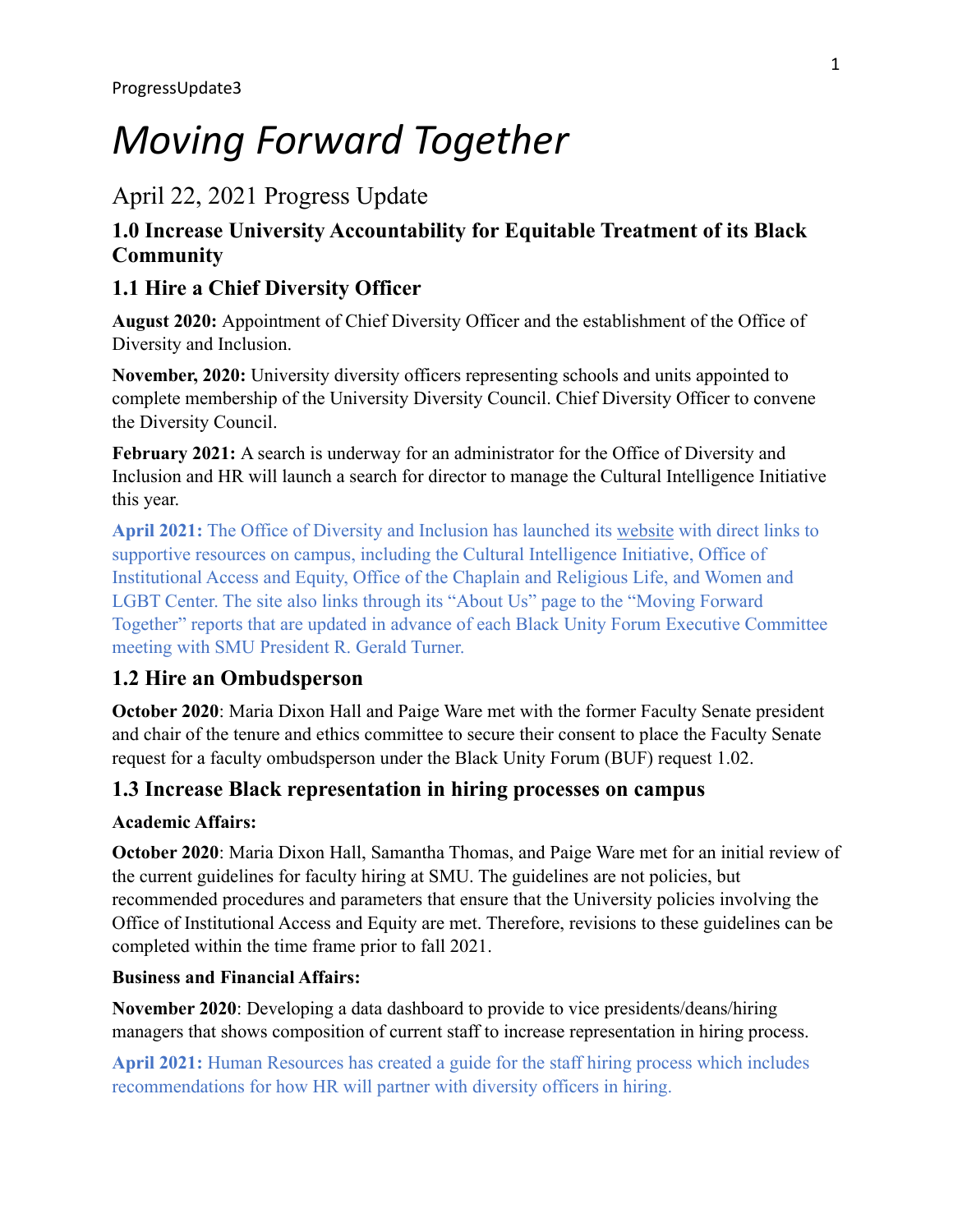ProgressUpdate3

# *Moving Forward Together*

## April 22, 2021 Progress Update

### 1.0 Increase University Accountability for Equitable Treatment of its Black Community

### 1.1 Hire a Chief Diversity Officer

**August 2020:** Appointment of Chief Diversity Officer and the establishment of the Office of Diversity and Inclusion.

**November, 2020:** University diversity officers representing schools and units appointed to complete membership of the University Diversity Council. Chief Diversity Officer to convene the Diversity Council.

**February 2021:** A search is underway for an administrator for the Office of Diversity and Inclusion and HR will launch a search for director to manage the Cultural Intelligence Initiative this year.

**April 2021:** The Office of Diversity and Inclusion has launched its website with direct links to supportive resources on campus, including the Cultural Intelligence Initiative, Office of Institutional Access and Equity, Office of the Chaplain and Religious Life, and Women and LGBT Center. The site also links through its "About Us" page to the "Moving Forward Together" reports that are updated in advance of each Black Unity Forum Executive Committee meeting with SMU President R. Gerald Turner.

### 1.2 Hire an Ombudsperson

**October 2020**: Maria Dixon Hall and Paige Ware met with the former Faculty Senate president and chair of the tenure and ethics committee to secure their consent to place the Faculty Senate request for a faculty ombudsperson under the Black Unity Forum (BUF) request 1.02.

### 1.3 Increase Black representation in hiring processes on campus

**Academic Affairs:**

**October 2020**: Maria Dixon Hall, Samantha Thomas, and Paige Ware met for an initial review of the current guidelines for faculty hiring at SMU. The guidelines are not policies, but recommended procedures and parameters that ensure that the University policies involving the Office of Institutional Access and Equity are met. Therefore, revisions to these guidelines can be completed within the time frame prior to fall 2021.

**Business and Financial Affairs:**

**November 2020**: Developing a data dashboard to provide to vice presidents/deans/hiring managers that shows composition of current staff to increase representation in hiring process.

**April 2021:** Human Resources has created a guide for the staff hiring process which includes recommendations for how HR will partner with diversity officers in hiring.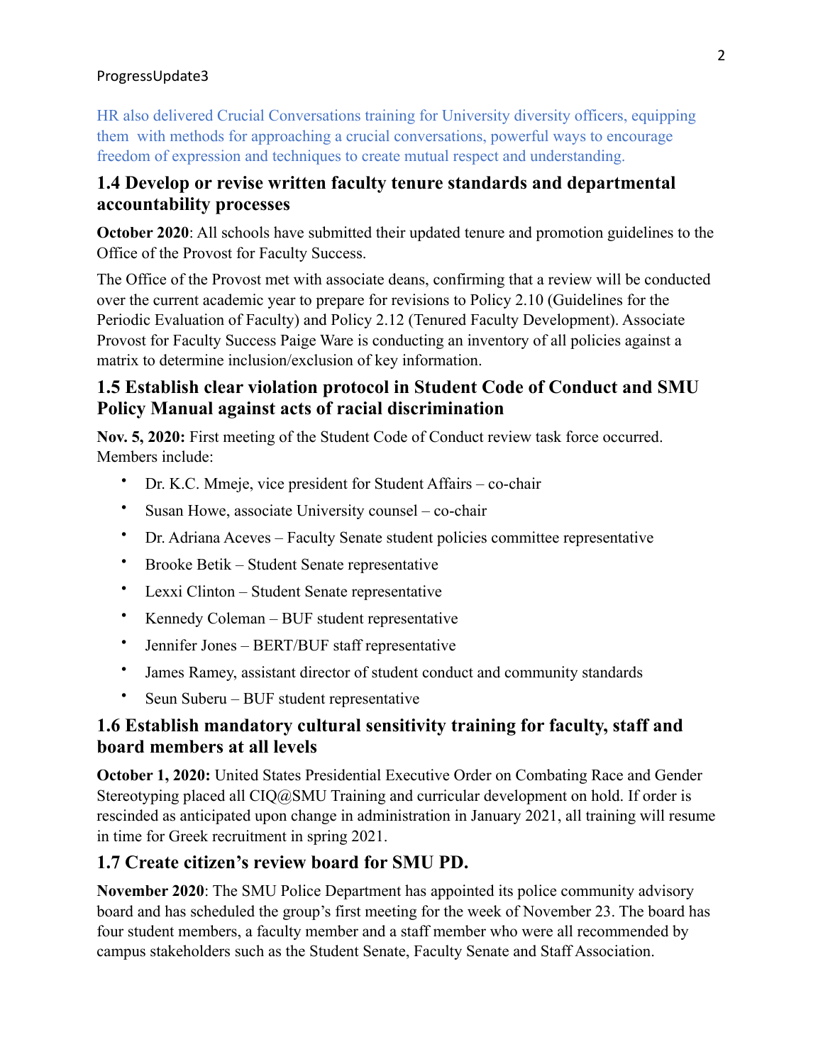HR also delivered Crucial Conversations training for University diversity officers, equipping them with methods for approaching a crucial conversations, powerful ways to encourage freedom of expression and techniques to create mutual respect and understanding.

## 1.4 Develop or revise written faculty tenure standards and departmental accountability processes

**October 2020**: All schools have submitted their updated tenure and promotion guidelines to the Office of the Provost for Faculty Success.

The Office of the Provost met with associate deans, confirming that a review will be conducted over the current academic year to prepare for revisions to Policy 2.10 (Guidelines for the Periodic Evaluation of Faculty) and Policy 2.12 (Tenured Faculty Development). Associate Provost for Faculty Success Paige Ware is conducting an inventory of all policies against a matrix to determine inclusion/exclusion of key information.

## 1.5 Establish clear violation protocol in Student Code of Conduct and SMU Policy Manual against acts of racial discrimination

**Nov. 5, 2020:** First meeting of the Student Code of Conduct review task force occurred. Members include:

- Dr. K.C. Mmeje, vice president for Student Affairs – co-chair
- Susan Howe, associate University counsel – co-chair
- Dr. Adriana Aceves – Faculty Senate student policies committee representative
- Brooke Betik – Student Senate representative
- Lexxi Clinton – Student Senate representative
- Kennedy Coleman – BUF student representative
- Jennifer Jones – BERT/BUF staff representative
- James Ramey, assistant director of student conduct and community standards
- Seun Suberu – BUF student representative

## 1.6 Establish mandatory cultural sensitivity training for faculty, staff and board members at all levels

**October 1, 2020:** United States Presidential Executive Order on Combating Race and Gender Stereotyping placed all CIQ@SMU Training and curricular development on hold. If order is rescinded as anticipated upon change in administration in January 2021, all training will resume in time for Greek recruitment in spring 2021.

## 1.7 Create citizen's review board for SMU PD.

**November 2020**: The SMU Police Department has appointed its police community advisory board and has scheduled the group's first meeting for the week of November 23. The board has four student members, a faculty member and a staff member who were all recommended by campus stakeholders such as the Student Senate, Faculty Senate and Staff Association.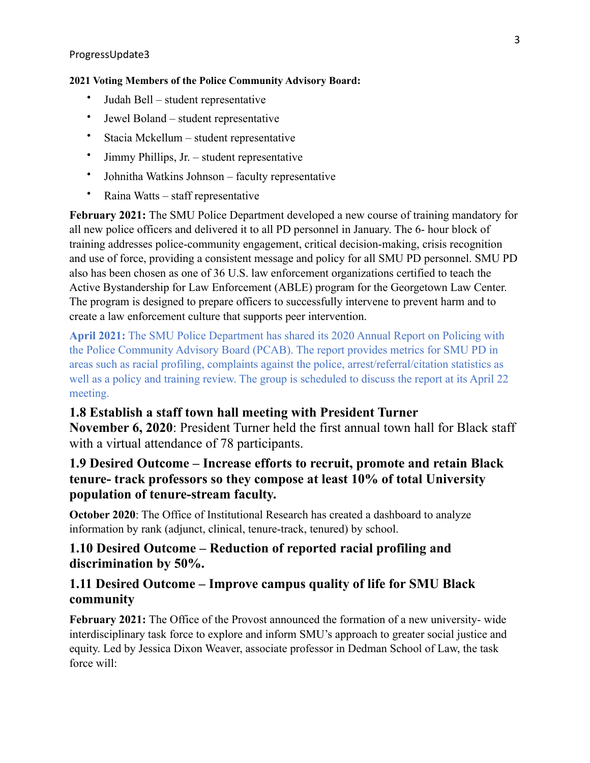**2021 Voting Members of the Police Community Advisory Board:**

- Judah Bell – student representative
- Jewel Boland – student representative
- Stacia Mckellum – student representative
- Jimmy Phillips, Jr. – student representative
- Johnitha Watkins Johnson – faculty representative
- Raina Watts – staff representative

**February 2021:** The SMU Police Department developed a new course of training mandatory for all new police officers and delivered it to all PD personnel in January. The 6- hour block of training addresses police-community engagement, critical decision-making, crisis recognition and use of force, providing a consistent message and policy for all SMU PD personnel. SMU PD also has been chosen as one of 36 U.S. law enforcement organizations certified to teach the Active Bystandership for Law Enforcement (ABLE) program for the Georgetown Law Center. The program is designed to prepare officers to successfully intervene to prevent harm and to create a law enforcement culture that supports peer intervention.

**April 2021:** The SMU Police Department has shared its 2020 Annual Report on Policing with the Police Community Advisory Board (PCAB). The report provides metrics for SMU PD in areas such as racial profiling, complaints against the police, arrest/referral/citation statistics as well as a policy and training review. The group is scheduled to discuss the report at its April 22 meeting.

### 1.8 Establish a staff town hall meeting with President Turner

**November 6, 2020**: President Turner held the first annual town hall for Black staff with a virtual attendance of 78 participants.

### 1.9 Desired Outcome – Increase efforts to recruit, promote and retain Black tenure- track professors so they compose at least 10% of total University population of tenure-stream faculty.

**October 2020**: The Office of Institutional Research has created a dashboard to analyze information by rank (adjunct, clinical, tenure-track, tenured) by school.

### 1.10 Desired Outcome – Reduction of reported racial profiling and discrimination by 50%.

### 1.11 Desired Outcome – Improve campus quality of life for SMU Black community

**February 2021:** The Office of the Provost announced the formation of a new university- wide interdisciplinary task force to explore and inform SMU's approach to greater social justice and equity. Led by Jessica Dixon Weaver, associate professor in Dedman School of Law, the task force will: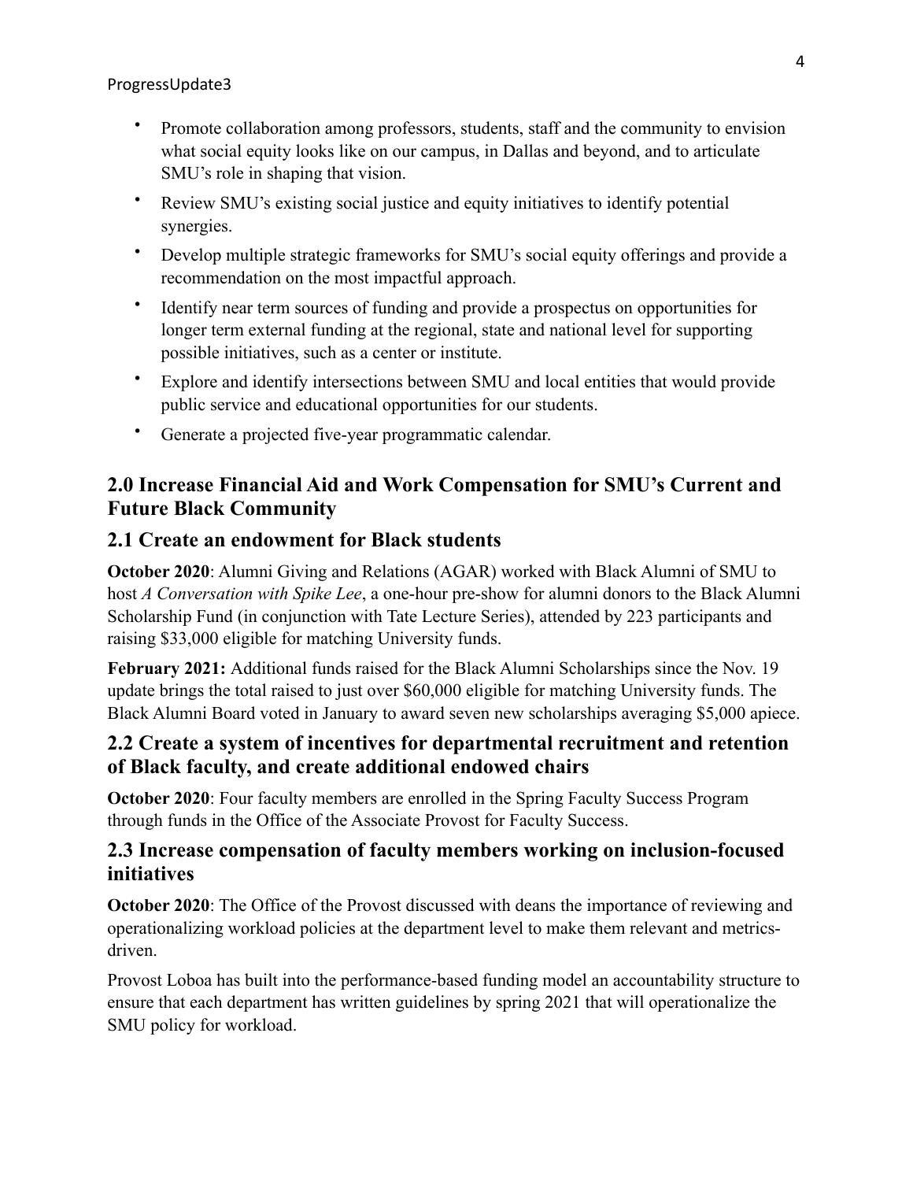- Promote collaboration among professors, students, staff and the community to envision what social equity looks like on our campus, in Dallas and beyond, and to articulate SMU's role in shaping that vision.
- Review SMU's existing social justice and equity initiatives to identify potential synergies.
- Develop multiple strategic frameworks for SMU's social equity offerings and provide a recommendation on the most impactful approach.
- Identify near term sources of funding and provide a prospectus on opportunities for longer term external funding at the regional, state and national level for supporting possible initiatives, such as a center or institute.
- Explore and identify intersections between SMU and local entities that would provide public service and educational opportunities for our students.
- Generate a projected five-year programmatic calendar.

## 2.0 Increase Financial Aid and Work Compensation for SMU's Current and Future Black Community

### 2.1 Create an endowment for Black students

**October 2020**: Alumni Giving and Relations (AGAR) worked with Black Alumni of SMU to host *A Conversation with Spike Lee*, a one-hour pre-show for alumni donors to the Black Alumni Scholarship Fund (in conjunction with Tate Lecture Series), attended by 223 participants and raising $33,000 eligible for matching University funds.

**February 2021:** Additional funds raised for the Black Alumni Scholarships since the Nov. 19 update brings the total raised to just over $60,000 eligible for matching University funds. The Black Alumni Board voted in January to award seven new scholarships averaging $5,000 apiece.

### 2.2 Create a system of incentives for departmental recruitment and retention of Black faculty, and create additional endowed chairs

**October 2020**: Four faculty members are enrolled in the Spring Faculty Success Program through funds in the Office of the Associate Provost for Faculty Success.

### 2.3 Increase compensation of faculty members working on inclusion-focused initiatives

**October 2020**: The Office of the Provost discussed with deans the importance of reviewing and operationalizing workload policies at the department level to make them relevant and metrics-driven.

Provost Loboa has built into the performance-based funding model an accountability structure to ensure that each department has written guidelines by spring 2021 that will operationalize the SMU policy for workload.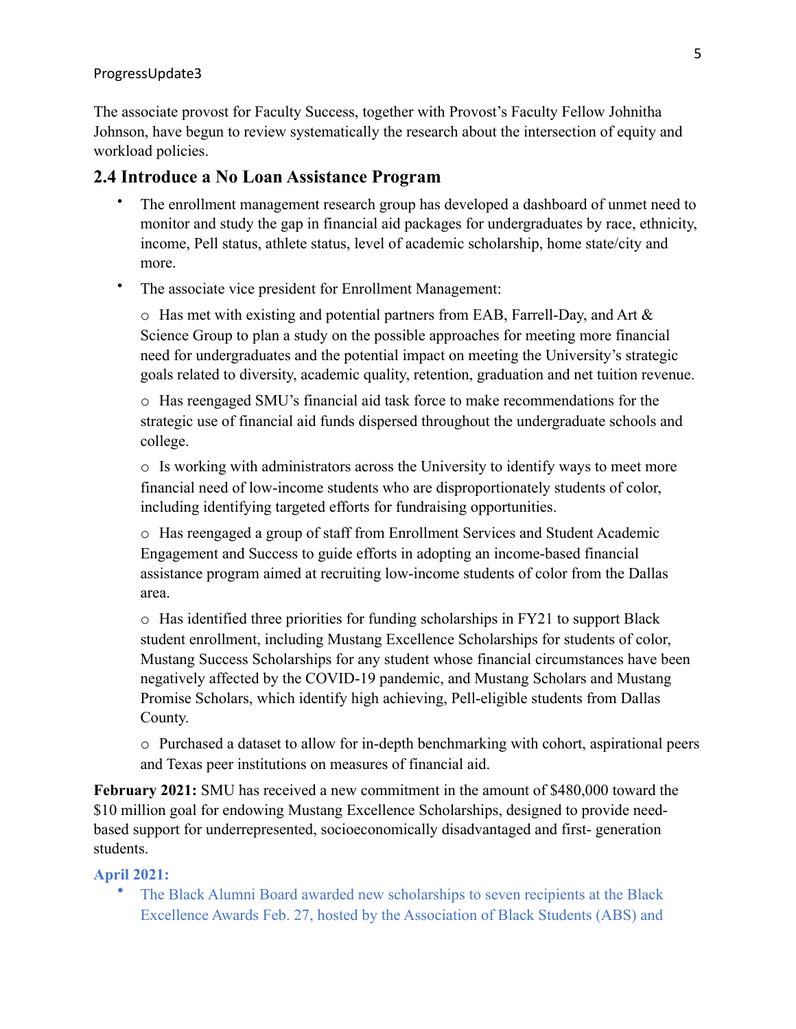The associate provost for Faculty Success, together with Provost's Faculty Fellow Johnitha Johnson, have begun to review systematically the research about the intersection of equity and workload policies.

## 2.4 Introduce a No Loan Assistance Program

- The enrollment management research group has developed a dashboard of unmet need to monitor and study the gap in financial aid packages for undergraduates by race, ethnicity, income, Pell status, athlete status, level of academic scholarship, home state/city and more.
- The associate vice president for Enrollment Management:
  - Has met with existing and potential partners from EAB, Farrell-Day, and Art & Science Group to plan a study on the possible approaches for meeting more financial need for undergraduates and the potential impact on meeting the University's strategic goals related to diversity, academic quality, retention, graduation and net tuition revenue.
  - Has reengaged SMU's financial aid task force to make recommendations for the strategic use of financial aid funds dispersed throughout the undergraduate schools and college.
  - Is working with administrators across the University to identify ways to meet more financial need of low-income students who are disproportionately students of color, including identifying targeted efforts for fundraising opportunities.
  - Has reengaged a group of staff from Enrollment Services and Student Academic Engagement and Success to guide efforts in adopting an income-based financial assistance program aimed at recruiting low-income students of color from the Dallas area.
  - Has identified three priorities for funding scholarships in FY21 to support Black student enrollment, including Mustang Excellence Scholarships for students of color, Mustang Success Scholarships for any student whose financial circumstances have been negatively affected by the COVID-19 pandemic, and Mustang Scholars and Mustang Promise Scholars, which identify high achieving, Pell-eligible students from Dallas County.
  - Purchased a dataset to allow for in-depth benchmarking with cohort, aspirational peers and Texas peer institutions on measures of financial aid.

**February 2021:** SMU has received a new commitment in the amount of $480,000 toward the $10 million goal for endowing Mustang Excellence Scholarships, designed to provide need-based support for underrepresented, socioeconomically disadvantaged and first- generation students.

**April 2021:**

- The Black Alumni Board awarded new scholarships to seven recipients at the Black Excellence Awards Feb. 27, hosted by the Association of Black Students (ABS) and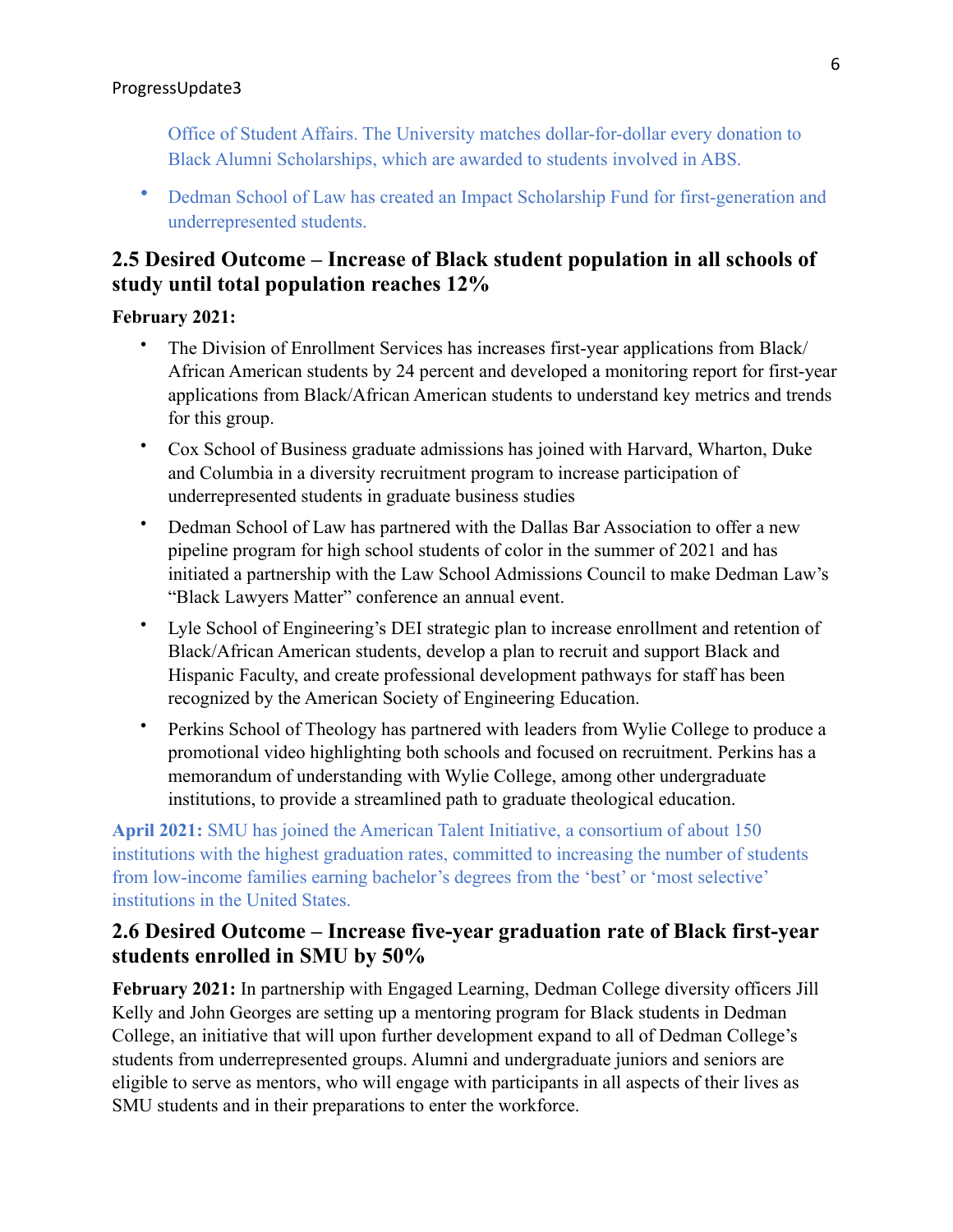Office of Student Affairs. The University matches dollar-for-dollar every donation to Black Alumni Scholarships, which are awarded to students involved in ABS.

- Dedman School of Law has created an Impact Scholarship Fund for first-generation and underrepresented students.

## 2.5 Desired Outcome – Increase of Black student population in all schools of study until total population reaches 12%

**February 2021:**

- The Division of Enrollment Services has increases first-year applications from Black/ African American students by 24 percent and developed a monitoring report for first-year applications from Black/African American students to understand key metrics and trends for this group.
- Cox School of Business graduate admissions has joined with Harvard, Wharton, Duke and Columbia in a diversity recruitment program to increase participation of underrepresented students in graduate business studies
- Dedman School of Law has partnered with the Dallas Bar Association to offer a new pipeline program for high school students of color in the summer of 2021 and has initiated a partnership with the Law School Admissions Council to make Dedman Law's "Black Lawyers Matter" conference an annual event.
- Lyle School of Engineering's DEI strategic plan to increase enrollment and retention of Black/African American students, develop a plan to recruit and support Black and Hispanic Faculty, and create professional development pathways for staff has been recognized by the American Society of Engineering Education.
- Perkins School of Theology has partnered with leaders from Wylie College to produce a promotional video highlighting both schools and focused on recruitment. Perkins has a memorandum of understanding with Wylie College, among other undergraduate institutions, to provide a streamlined path to graduate theological education.

**April 2021:** SMU has joined the American Talent Initiative, a consortium of about 150 institutions with the highest graduation rates, committed to increasing the number of students from low-income families earning bachelor's degrees from the 'best' or 'most selective' institutions in the United States.

## 2.6 Desired Outcome – Increase five-year graduation rate of Black first-year students enrolled in SMU by 50%

**February 2021:** In partnership with Engaged Learning, Dedman College diversity officers Jill Kelly and John Georges are setting up a mentoring program for Black students in Dedman College, an initiative that will upon further development expand to all of Dedman College's students from underrepresented groups. Alumni and undergraduate juniors and seniors are eligible to serve as mentors, who will engage with participants in all aspects of their lives as SMU students and in their preparations to enter the workforce.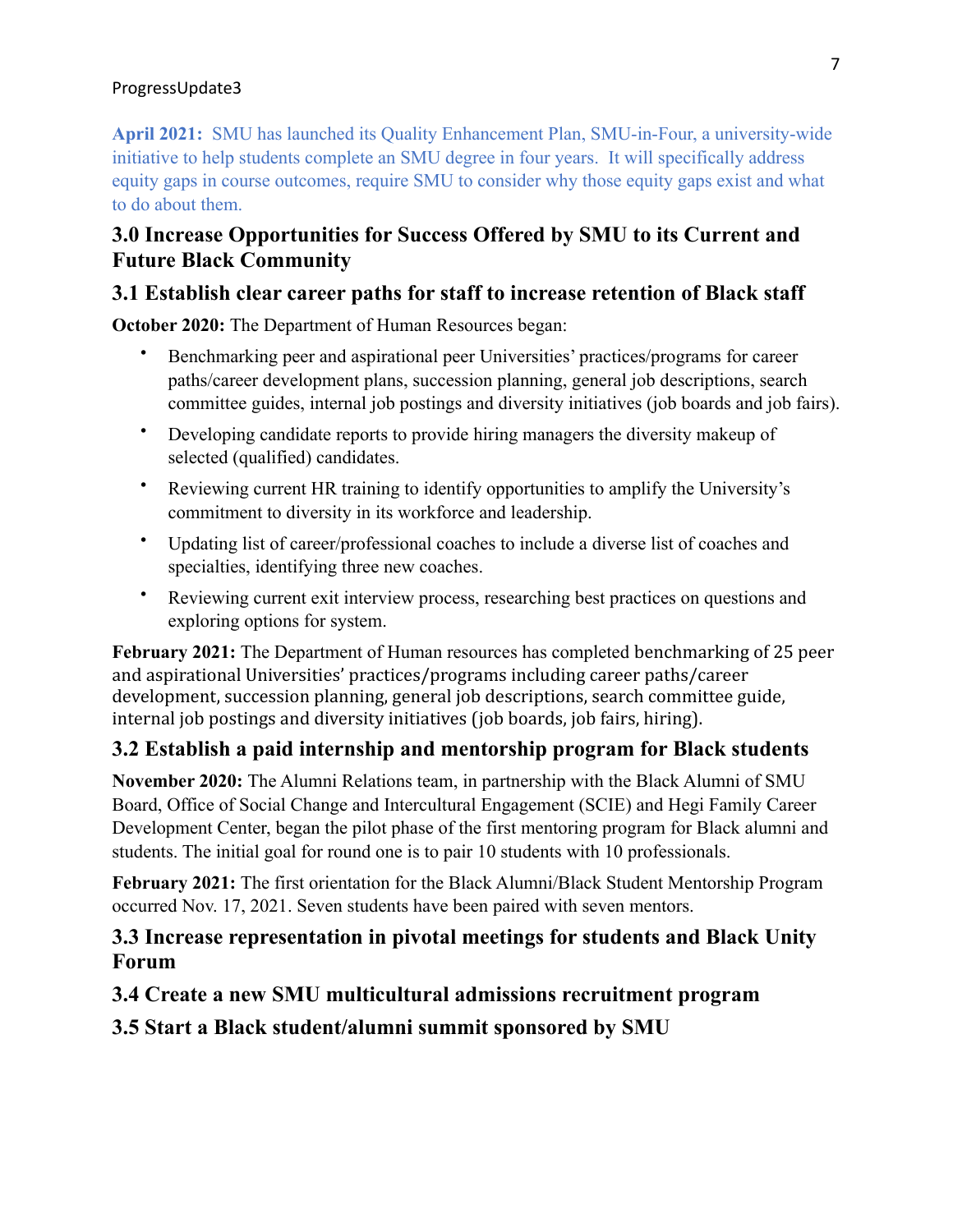**April 2021:** SMU has launched its Quality Enhancement Plan, SMU-in-Four, a university-wide initiative to help students complete an SMU degree in four years. It will specifically address equity gaps in course outcomes, require SMU to consider why those equity gaps exist and what to do about them.

## 3.0 Increase Opportunities for Success Offered by SMU to its Current and Future Black Community

### 3.1 Establish clear career paths for staff to increase retention of Black staff

**October 2020:** The Department of Human Resources began:

- Benchmarking peer and aspirational peer Universities' practices/programs for career paths/career development plans, succession planning, general job descriptions, search committee guides, internal job postings and diversity initiatives (job boards and job fairs).
- Developing candidate reports to provide hiring managers the diversity makeup of selected (qualified) candidates.
- Reviewing current HR training to identify opportunities to amplify the University's commitment to diversity in its workforce and leadership.
- Updating list of career/professional coaches to include a diverse list of coaches and specialties, identifying three new coaches.
- Reviewing current exit interview process, researching best practices on questions and exploring options for system.

**February 2021:** The Department of Human resources has completed benchmarking of 25 peer and aspirational Universities' practices/programs including career paths/career development, succession planning, general job descriptions, search committee guide, internal job postings and diversity initiatives (job boards, job fairs, hiring).

### 3.2 Establish a paid internship and mentorship program for Black students

**November 2020:** The Alumni Relations team, in partnership with the Black Alumni of SMU Board, Office of Social Change and Intercultural Engagement (SCIE) and Hegi Family Career Development Center, began the pilot phase of the first mentoring program for Black alumni and students. The initial goal for round one is to pair 10 students with 10 professionals.

**February 2021:** The first orientation for the Black Alumni/Black Student Mentorship Program occurred Nov. 17, 2021. Seven students have been paired with seven mentors.

### 3.3 Increase representation in pivotal meetings for students and Black Unity Forum

### 3.4 Create a new SMU multicultural admissions recruitment program

### 3.5 Start a Black student/alumni summit sponsored by SMU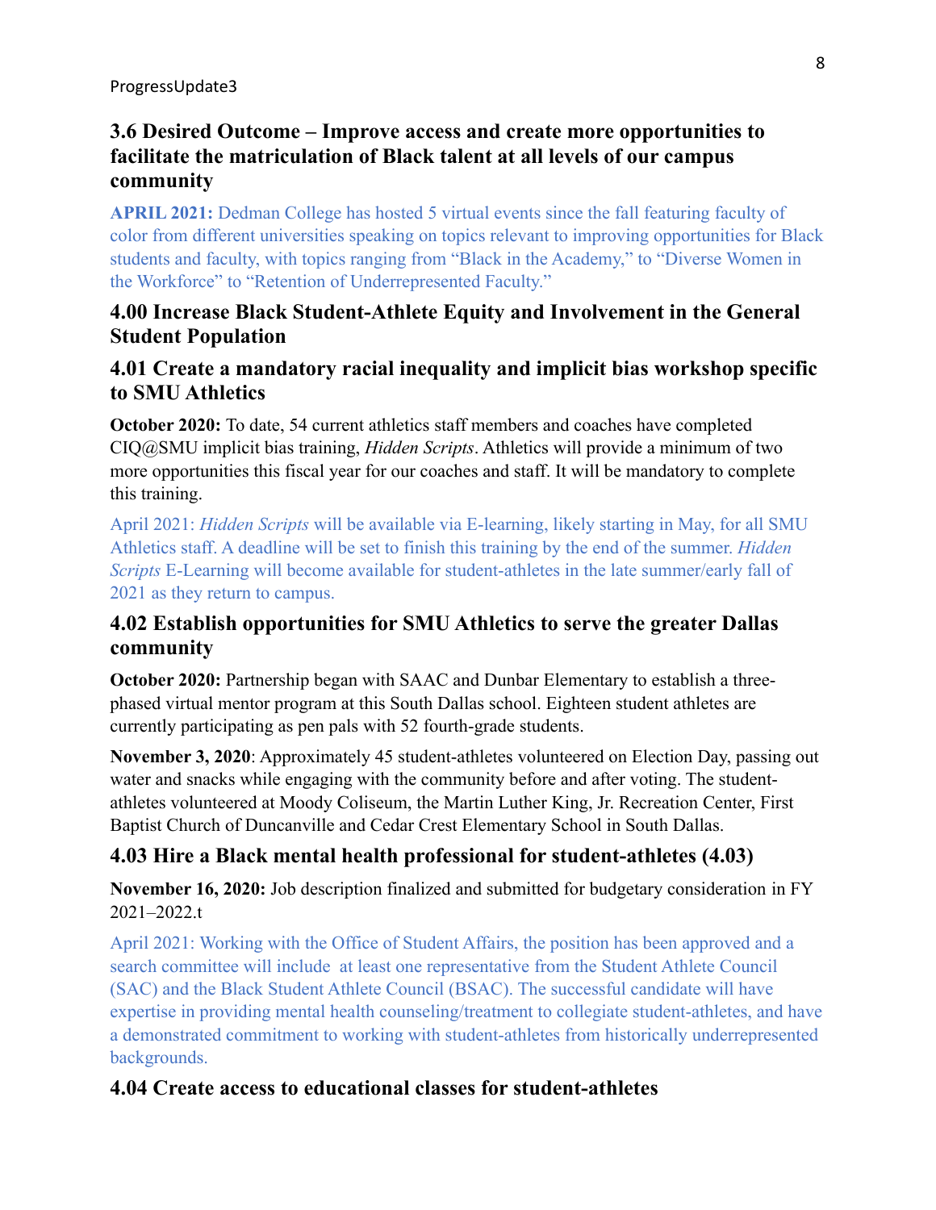### 3.6 Desired Outcome – Improve access and create more opportunities to facilitate the matriculation of Black talent at all levels of our campus community

**APRIL 2021:** Dedman College has hosted 5 virtual events since the fall featuring faculty of color from different universities speaking on topics relevant to improving opportunities for Black students and faculty, with topics ranging from "Black in the Academy," to "Diverse Women in the Workforce" to "Retention of Underrepresented Faculty."

## 4.00 Increase Black Student-Athlete Equity and Involvement in the General Student Population

### 4.01 Create a mandatory racial inequality and implicit bias workshop specific to SMU Athletics

**October 2020:** To date, 54 current athletics staff members and coaches have completed CIQ@SMU implicit bias training, *Hidden Scripts*. Athletics will provide a minimum of two more opportunities this fiscal year for our coaches and staff. It will be mandatory to complete this training.

April 2021: *Hidden Scripts* will be available via E-learning, likely starting in May, for all SMU Athletics staff. A deadline will be set to finish this training by the end of the summer. *Hidden Scripts* E-Learning will become available for student-athletes in the late summer/early fall of 2021 as they return to campus.

### 4.02 Establish opportunities for SMU Athletics to serve the greater Dallas community

**October 2020:** Partnership began with SAAC and Dunbar Elementary to establish a three-phased virtual mentor program at this South Dallas school. Eighteen student athletes are currently participating as pen pals with 52 fourth-grade students.

**November 3, 2020**: Approximately 45 student-athletes volunteered on Election Day, passing out water and snacks while engaging with the community before and after voting. The student-athletes volunteered at Moody Coliseum, the Martin Luther King, Jr. Recreation Center, First Baptist Church of Duncanville and Cedar Crest Elementary School in South Dallas.

### 4.03 Hire a Black mental health professional for student-athletes (4.03)

**November 16, 2020:** Job description finalized and submitted for budgetary consideration in FY 2021–2022.t

April 2021: Working with the Office of Student Affairs, the position has been approved and a search committee will include at least one representative from the Student Athlete Council (SAC) and the Black Student Athlete Council (BSAC). The successful candidate will have expertise in providing mental health counseling/treatment to collegiate student-athletes, and have a demonstrated commitment to working with student-athletes from historically underrepresented backgrounds.

### 4.04 Create access to educational classes for student-athletes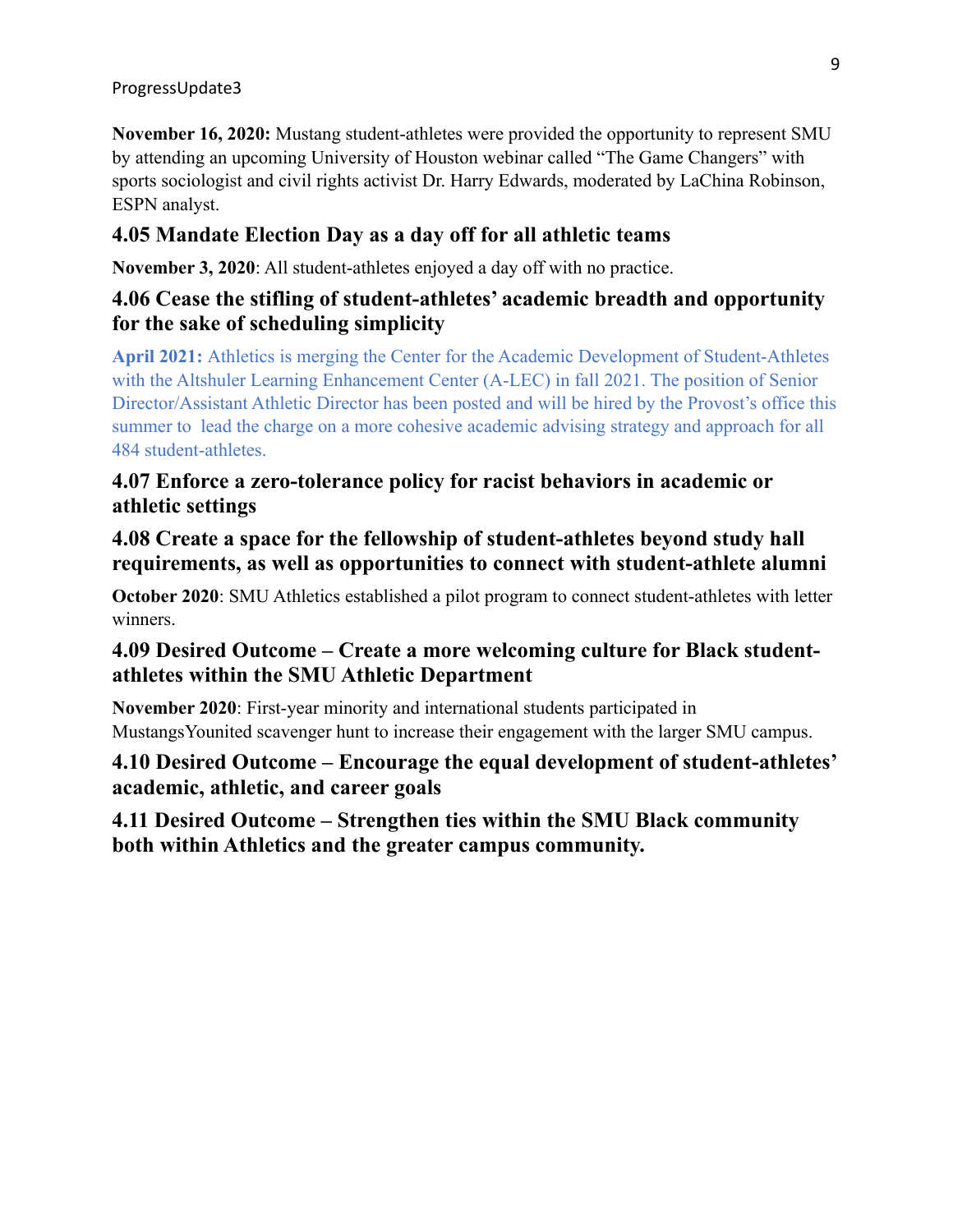**November 16, 2020:** Mustang student-athletes were provided the opportunity to represent SMU by attending an upcoming University of Houston webinar called "The Game Changers" with sports sociologist and civil rights activist Dr. Harry Edwards, moderated by LaChina Robinson, ESPN analyst.

### 4.05 Mandate Election Day as a day off for all athletic teams

**November 3, 2020**: All student-athletes enjoyed a day off with no practice.

### 4.06 Cease the stifling of student-athletes' academic breadth and opportunity for the sake of scheduling simplicity

**April 2021:** Athletics is merging the Center for the Academic Development of Student-Athletes with the Altshuler Learning Enhancement Center (A-LEC) in fall 2021. The position of Senior Director/Assistant Athletic Director has been posted and will be hired by the Provost's office this summer to lead the charge on a more cohesive academic advising strategy and approach for all 484 student-athletes.

### 4.07 Enforce a zero-tolerance policy for racist behaviors in academic or athletic settings

### 4.08 Create a space for the fellowship of student-athletes beyond study hall requirements, as well as opportunities to connect with student-athlete alumni

**October 2020**: SMU Athletics established a pilot program to connect student-athletes with letter winners.

### 4.09 Desired Outcome – Create a more welcoming culture for Black student-athletes within the SMU Athletic Department

**November 2020**: First-year minority and international students participated in MustangsYounited scavenger hunt to increase their engagement with the larger SMU campus.

### 4.10 Desired Outcome – Encourage the equal development of student-athletes' academic, athletic, and career goals

### 4.11 Desired Outcome – Strengthen ties within the SMU Black community both within Athletics and the greater campus community.